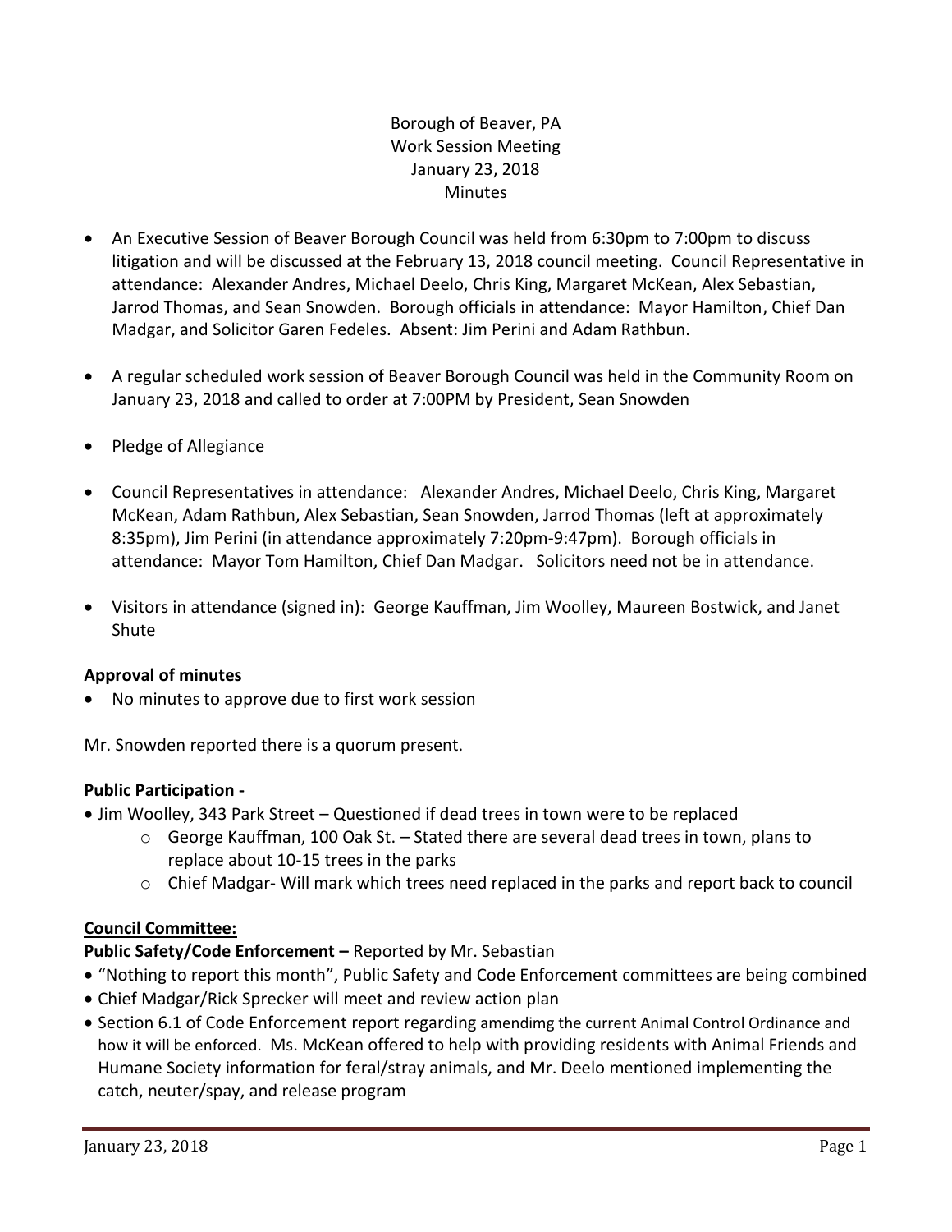Borough of Beaver, PA
Work Session Meeting
January 23, 2018
Minutes

- An Executive Session of Beaver Borough Council was held from 6:30pm to 7:00pm to discuss litigation and will be discussed at the February 13, 2018 council meeting. Council Representative in attendance: Alexander Andres, Michael Deelo, Chris King, Margaret McKean, Alex Sebastian, Jarrod Thomas, and Sean Snowden. Borough officials in attendance: Mayor Hamilton, Chief Dan Madgar, and Solicitor Garen Fedeles. Absent: Jim Perini and Adam Rathbun.
- A regular scheduled work session of Beaver Borough Council was held in the Community Room on January 23, 2018 and called to order at 7:00PM by President, Sean Snowden
- Pledge of Allegiance
- Council Representatives in attendance: Alexander Andres, Michael Deelo, Chris King, Margaret McKean, Adam Rathbun, Alex Sebastian, Sean Snowden, Jarrod Thomas (left at approximately 8:35pm), Jim Perini (in attendance approximately 7:20pm-9:47pm). Borough officials in attendance: Mayor Tom Hamilton, Chief Dan Madgar. Solicitors need not be in attendance.
- Visitors in attendance (signed in): George Kauffman, Jim Woolley, Maureen Bostwick, and Janet Shute

**Approval of minutes**

- No minutes to approve due to first work session

Mr. Snowden reported there is a quorum present.

**Public Participation -**

- Jim Woolley, 343 Park Street – Questioned if dead trees in town were to be replaced
  - George Kauffman, 100 Oak St. – Stated there are several dead trees in town, plans to replace about 10-15 trees in the parks
  - Chief Madgar- Will mark which trees need replaced in the parks and report back to council

**Council Committee:**

**Public Safety/Code Enforcement –** Reported by Mr. Sebastian

- "Nothing to report this month", Public Safety and Code Enforcement committees are being combined
- Chief Madgar/Rick Sprecker will meet and review action plan
- Section 6.1 of Code Enforcement report regarding amendimg the current Animal Control Ordinance and how it will be enforced. Ms. McKean offered to help with providing residents with Animal Friends and Humane Society information for feral/stray animals, and Mr. Deelo mentioned implementing the catch, neuter/spay, and release program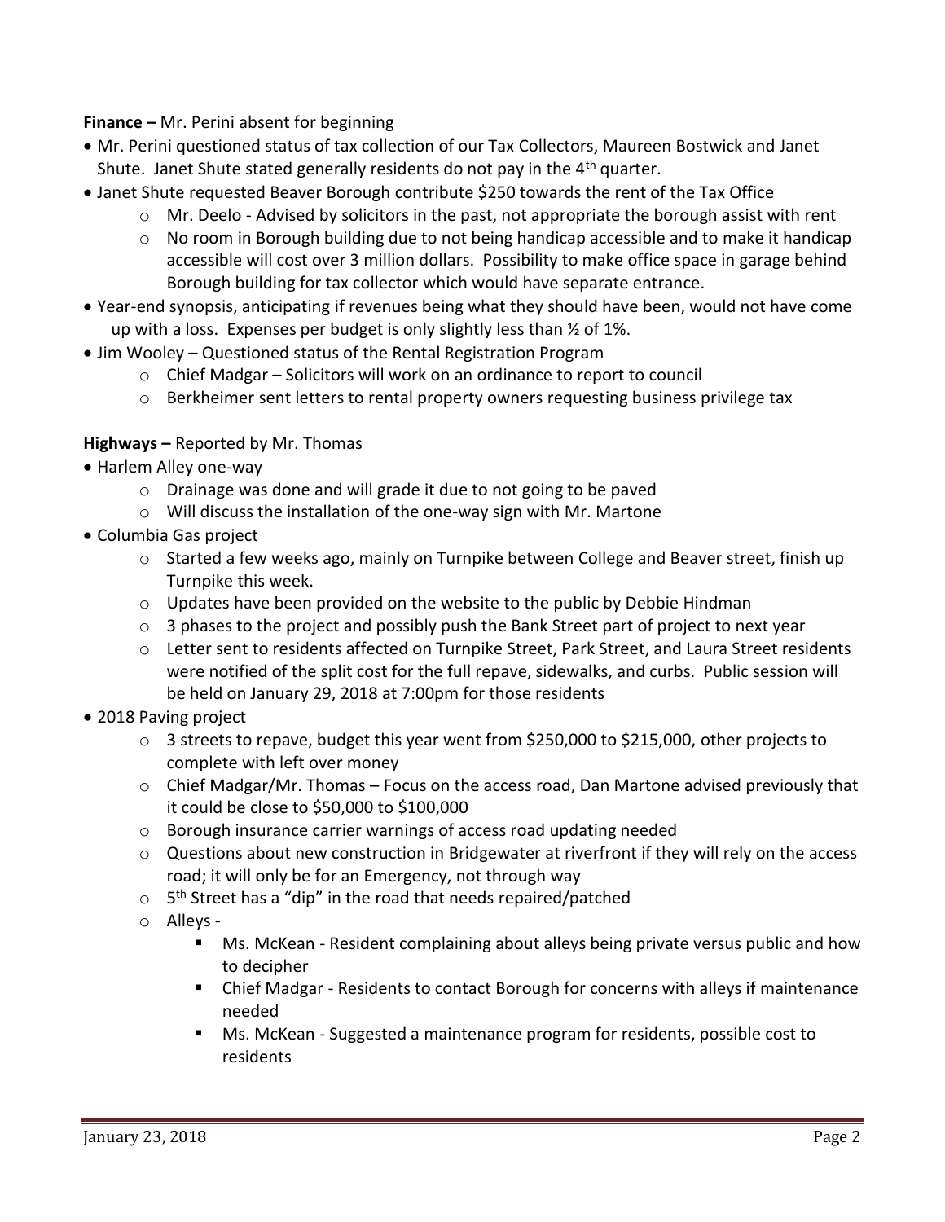**Finance –** Mr. Perini absent for beginning

- Mr. Perini questioned status of tax collection of our Tax Collectors, Maureen Bostwick and Janet Shute. Janet Shute stated generally residents do not pay in the 4th quarter.
- Janet Shute requested Beaver Borough contribute $250 towards the rent of the Tax Office
    - Mr. Deelo - Advised by solicitors in the past, not appropriate the borough assist with rent
    - No room in Borough building due to not being handicap accessible and to make it handicap accessible will cost over 3 million dollars. Possibility to make office space in garage behind Borough building for tax collector which would have separate entrance.
- Year-end synopsis, anticipating if revenues being what they should have been, would not have come up with a loss. Expenses per budget is only slightly less than ½ of 1%.
- Jim Wooley – Questioned status of the Rental Registration Program
    - Chief Madgar – Solicitors will work on an ordinance to report to council
    - Berkheimer sent letters to rental property owners requesting business privilege tax

**Highways –** Reported by Mr. Thomas

- Harlem Alley one-way
    - Drainage was done and will grade it due to not going to be paved
    - Will discuss the installation of the one-way sign with Mr. Martone
- Columbia Gas project
    - Started a few weeks ago, mainly on Turnpike between College and Beaver street, finish up Turnpike this week.
    - Updates have been provided on the website to the public by Debbie Hindman
    - 3 phases to the project and possibly push the Bank Street part of project to next year
    - Letter sent to residents affected on Turnpike Street, Park Street, and Laura Street residents were notified of the split cost for the full repave, sidewalks, and curbs. Public session will be held on January 29, 2018 at 7:00pm for those residents
- 2018 Paving project
    - 3 streets to repave, budget this year went from $250,000 to $215,000, other projects to complete with left over money
    - Chief Madgar/Mr. Thomas – Focus on the access road, Dan Martone advised previously that it could be close to $50,000 to $100,000
    - Borough insurance carrier warnings of access road updating needed
    - Questions about new construction in Bridgewater at riverfront if they will rely on the access road; it will only be for an Emergency, not through way
    - 5th Street has a "dip" in the road that needs repaired/patched
    - Alleys -
        - Ms. McKean - Resident complaining about alleys being private versus public and how to decipher
        - Chief Madgar - Residents to contact Borough for concerns with alleys if maintenance needed
        - Ms. McKean - Suggested a maintenance program for residents, possible cost to residents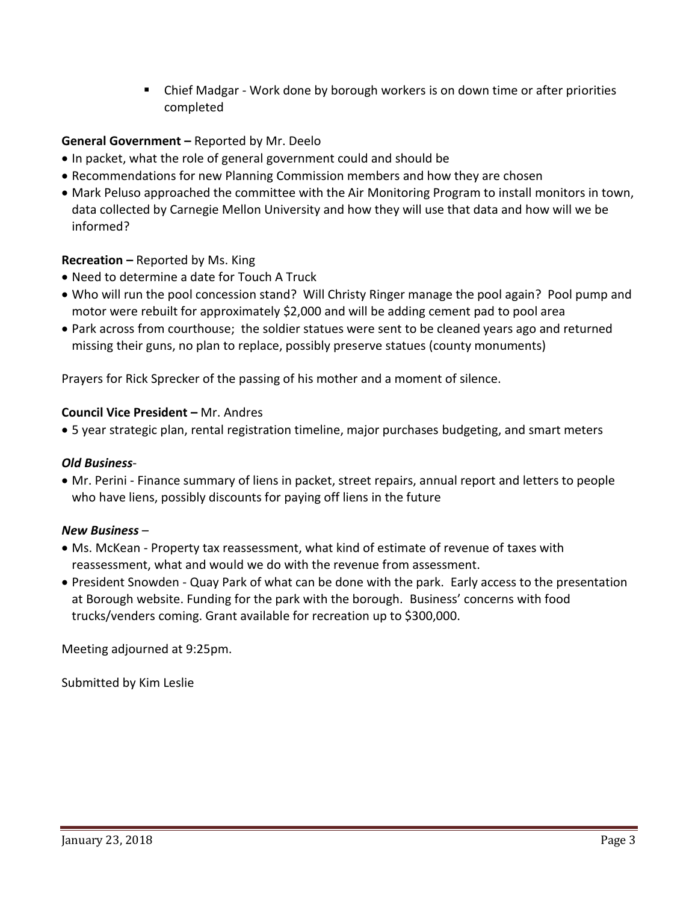- Chief Madgar - Work done by borough workers is on down time or after priorities completed

**General Government –** Reported by Mr. Deelo

- In packet, what the role of general government could and should be
- Recommendations for new Planning Commission members and how they are chosen
- Mark Peluso approached the committee with the Air Monitoring Program to install monitors in town, data collected by Carnegie Mellon University and how they will use that data and how will we be informed?

**Recreation –** Reported by Ms. King

- Need to determine a date for Touch A Truck
- Who will run the pool concession stand? Will Christy Ringer manage the pool again? Pool pump and motor were rebuilt for approximately $2,000 and will be adding cement pad to pool area
- Park across from courthouse; the soldier statues were sent to be cleaned years ago and returned missing their guns, no plan to replace, possibly preserve statues (county monuments)

Prayers for Rick Sprecker of the passing of his mother and a moment of silence.

**Council Vice President –** Mr. Andres

- 5 year strategic plan, rental registration timeline, major purchases budgeting, and smart meters

***Old Business***-

- Mr. Perini - Finance summary of liens in packet, street repairs, annual report and letters to people who have liens, possibly discounts for paying off liens in the future

***New Business*** –

- Ms. McKean - Property tax reassessment, what kind of estimate of revenue of taxes with reassessment, what and would we do with the revenue from assessment.
- President Snowden - Quay Park of what can be done with the park. Early access to the presentation at Borough website. Funding for the park with the borough. Business' concerns with food trucks/venders coming. Grant available for recreation up to $300,000.

Meeting adjourned at 9:25pm.

Submitted by Kim Leslie